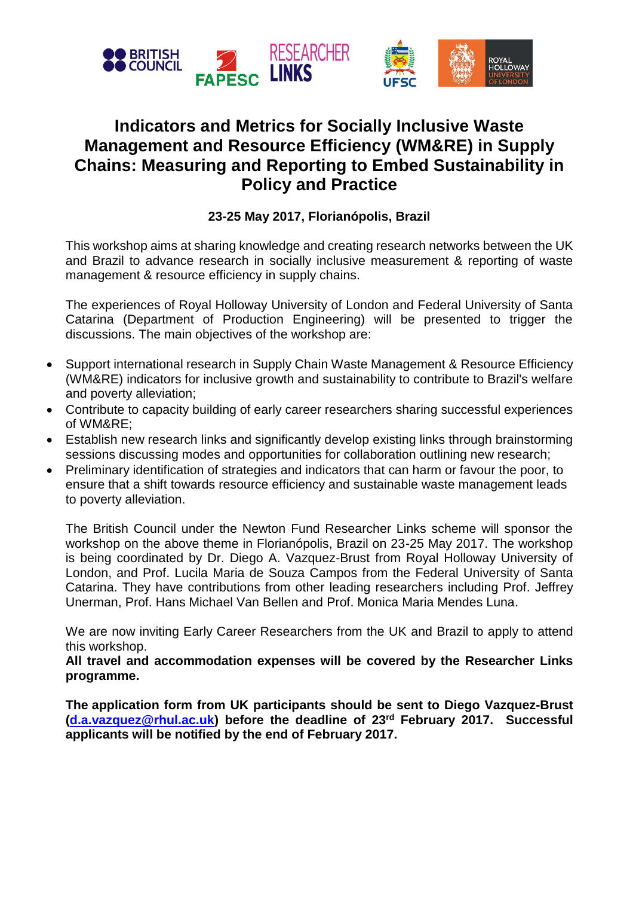# Indicators and Metrics for Socially Inclusive Waste Management and Resource Efficiency (WM&RE) in Supply Chains: Measuring and Reporting to Embed Sustainability in Policy and Practice

**23-25 May 2017, Florianópolis, Brazil**

This workshop aims at sharing knowledge and creating research networks between the UK and Brazil to advance research in socially inclusive measurement & reporting of waste management & resource efficiency in supply chains.

The experiences of Royal Holloway University of London and Federal University of Santa Catarina (Department of Production Engineering) will be presented to trigger the discussions. The main objectives of the workshop are:

- Support international research in Supply Chain Waste Management & Resource Efficiency (WM&RE) indicators for inclusive growth and sustainability to contribute to Brazil's welfare and poverty alleviation;
- Contribute to capacity building of early career researchers sharing successful experiences of WM&RE;
- Establish new research links and significantly develop existing links through brainstorming sessions discussing modes and opportunities for collaboration outlining new research;
- Preliminary identification of strategies and indicators that can harm or favour the poor, to ensure that a shift towards resource efficiency and sustainable waste management leads to poverty alleviation.

The British Council under the Newton Fund Researcher Links scheme will sponsor the workshop on the above theme in Florianópolis, Brazil on 23-25 May 2017. The workshop is being coordinated by Dr. Diego A. Vazquez-Brust from Royal Holloway University of London, and Prof. Lucila Maria de Souza Campos from the Federal University of Santa Catarina. They have contributions from other leading researchers including Prof. Jeffrey Unerman, Prof. Hans Michael Van Bellen and Prof. Monica Maria Mendes Luna.

We are now inviting Early Career Researchers from the UK and Brazil to apply to attend this workshop.

**All travel and accommodation expenses will be covered by the Researcher Links programme.**

**The application form from UK participants should be sent to Diego Vazquez-Brust (d.a.vazquez@rhul.ac.uk) before the deadline of 23rd February 2017. Successful applicants will be notified by the end of February 2017.**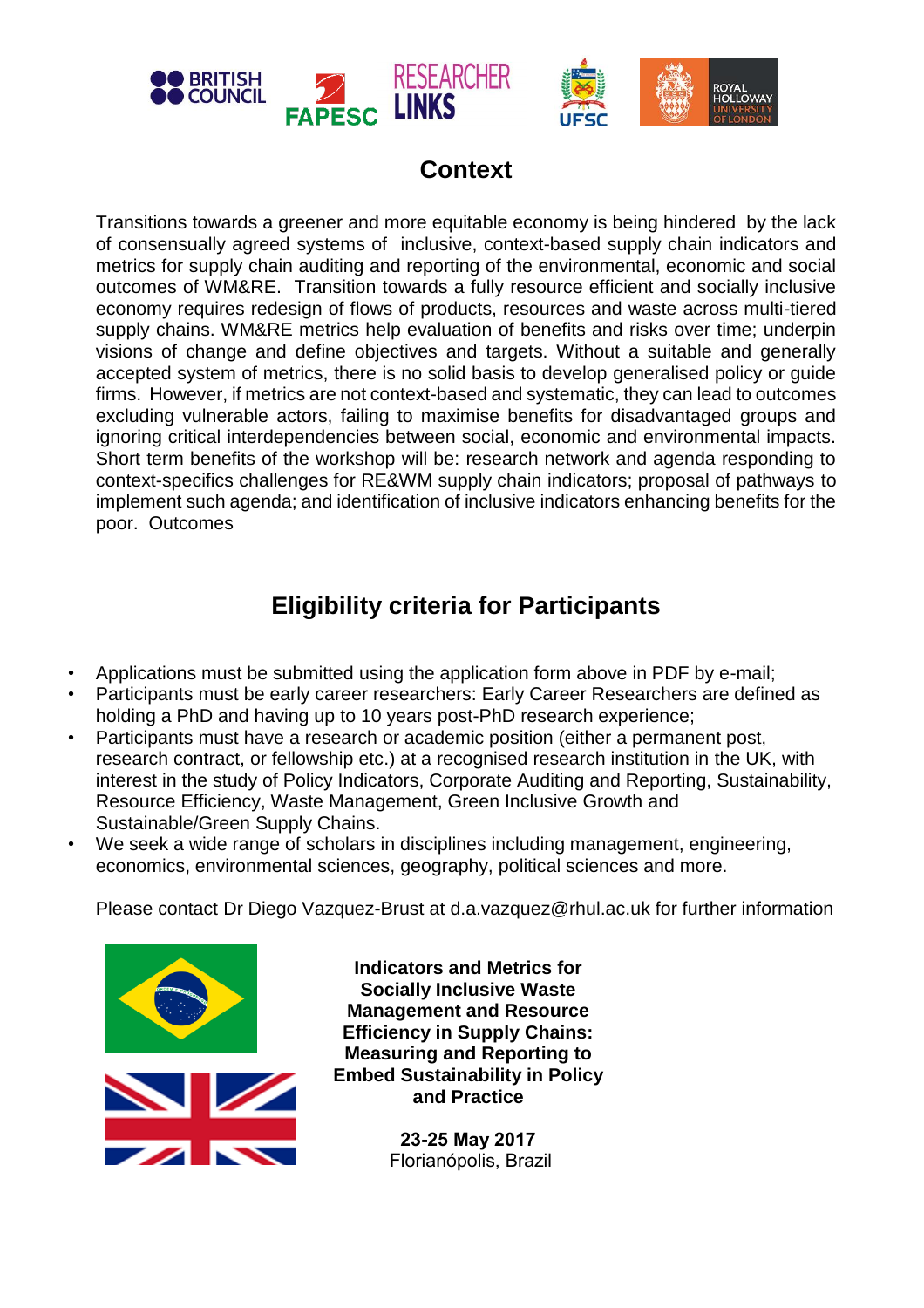## Context

Transitions towards a greener and more equitable economy is being hindered by the lack of consensually agreed systems of inclusive, context-based supply chain indicators and metrics for supply chain auditing and reporting of the environmental, economic and social outcomes of WM&RE. Transition towards a fully resource efficient and socially inclusive economy requires redesign of flows of products, resources and waste across multi-tiered supply chains. WM&RE metrics help evaluation of benefits and risks over time; underpin visions of change and define objectives and targets. Without a suitable and generally accepted system of metrics, there is no solid basis to develop generalised policy or guide firms. However, if metrics are not context-based and systematic, they can lead to outcomes excluding vulnerable actors, failing to maximise benefits for disadvantaged groups and ignoring critical interdependencies between social, economic and environmental impacts. Short term benefits of the workshop will be: research network and agenda responding to context-specifics challenges for RE&WM supply chain indicators; proposal of pathways to implement such agenda; and identification of inclusive indicators enhancing benefits for the poor. Outcomes

## Eligibility criteria for Participants

- Applications must be submitted using the application form above in PDF by e-mail;
- Participants must be early career researchers: Early Career Researchers are defined as holding a PhD and having up to 10 years post-PhD research experience;
- Participants must have a research or academic position (either a permanent post, research contract, or fellowship etc.) at a recognised research institution in the UK, with interest in the study of Policy Indicators, Corporate Auditing and Reporting, Sustainability, Resource Efficiency, Waste Management, Green Inclusive Growth and Sustainable/Green Supply Chains.
- We seek a wide range of scholars in disciplines including management, engineering, economics, environmental sciences, geography, political sciences and more.

Please contact Dr Diego Vazquez-Brust at d.a.vazquez@rhul.ac.uk for further information

**Indicators and Metrics for Socially Inclusive Waste Management and Resource Efficiency in Supply Chains: Measuring and Reporting to Embed Sustainability in Policy and Practice**

**23-25 May 2017**
Florianópolis, Brazil